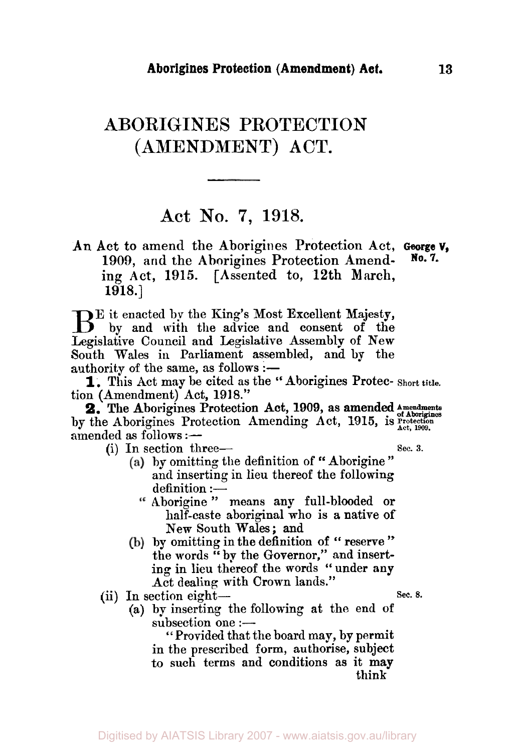# ABORIGINES PROTECTION (AMENDMENT) ACT.

## Act No. 7, 1918.

An Act to amend the Aborigines Protection Act, 1909, and the Aborigines Protection Amending Act, 1915. [Assented to, 12th March, 1918.]

George V, No. 7.

BE it enacted by the King's Most Excellent Majesty, by and with the advice and consent of the Legislative Council and Legislative Assembly of New South Wales in Parliament assembled, and by the authority of the same, as follows:—

**1.** This Act may be cited as the "Aborigines Protection (Amendment) Act, 1918." *Short title.*

**2. The Aborigines Protection Act, 1909, as amended** by the Aborigines Protection Amending Act, 1915, is amended as follows:— *Amendments of Aborigines Protection Act, 1909.*

(i) In section three— *Sec. 3.*

(a) by omitting the definition of "Aborigine" and inserting in lieu thereof the following definition:—

"Aborigine" means any full-blooded or half-caste aboriginal who is a native of New South Wales; and

(b) by omitting in the definition of "reserve" the words "by the Governor," and inserting in lieu thereof the words "under any Act dealing with Crown lands."

(ii) In section eight— *Sec. 8.*

(a) by inserting the following at the end of subsection one:—

"Provided that the board may, by permit in the prescribed form, authorise, subject to such terms and conditions as it may think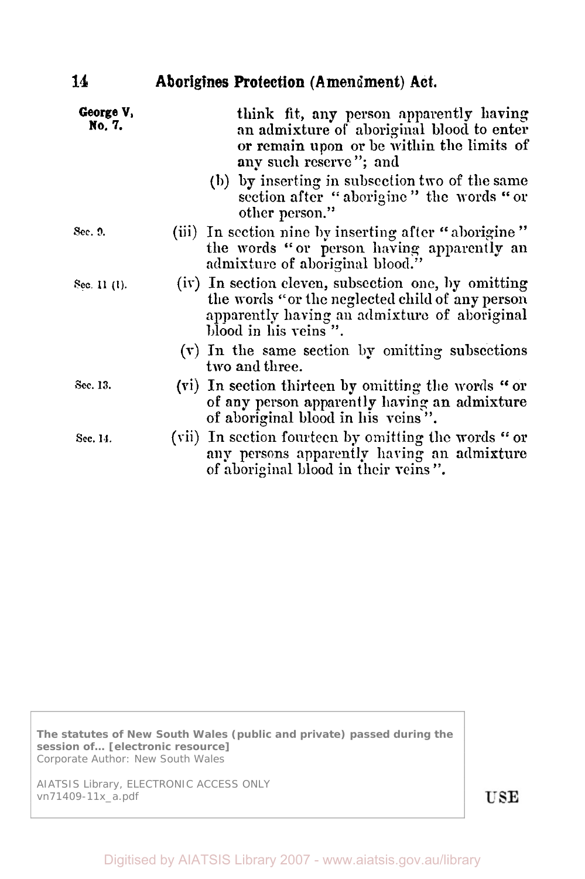think fit, any person apparently having an admixture of aboriginal blood to enter or remain upon or be within the limits of any such reserve"; and

(b) by inserting in subsection two of the same section after "aborigine" the words "or other person."

Sec. 9. (iii) In section nine by inserting after "aborigine" the words "or person having apparently an admixture of aboriginal blood."

Sec. 11 (1). (iv) In section eleven, subsection one, by omitting the words "or the neglected child of any person apparently having an admixture of aboriginal blood in his veins".

(v) In the same section by omitting subsections two and three.

Sec. 13. (vi) In section thirteen by omitting the words "or of any person apparently having an admixture of aboriginal blood in his veins".

Sec. 14. (vii) In section fourteen by omitting the words "or any persons apparently having an admixture of aboriginal blood in their veins".